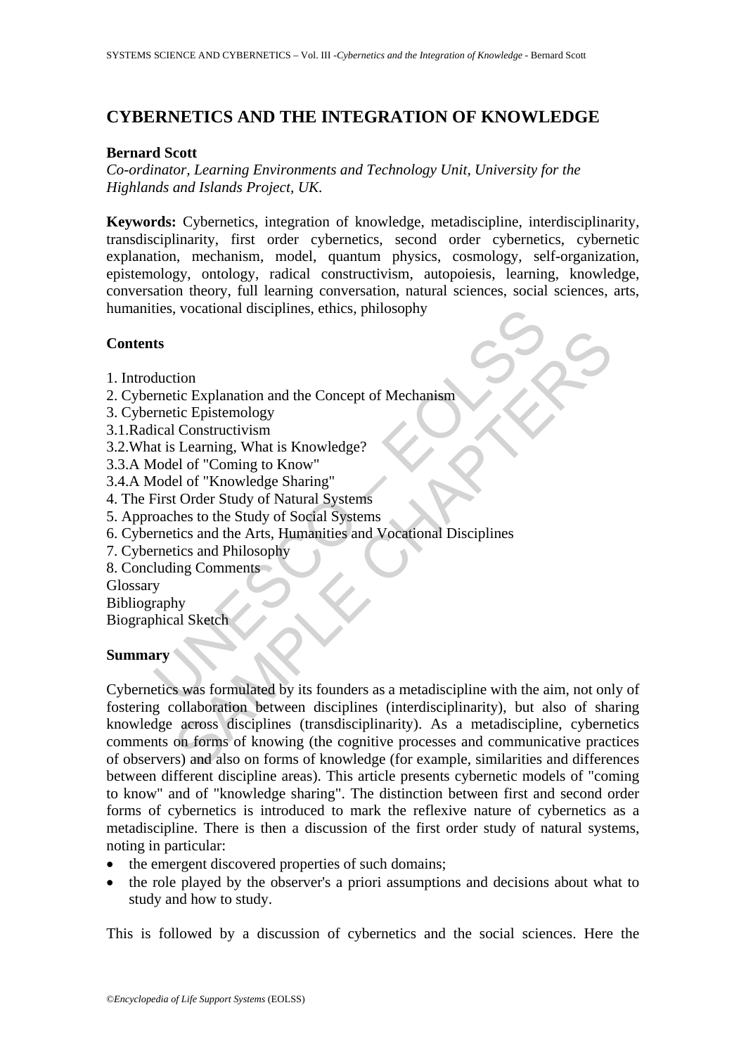# CYBERNETICS AND THE INTEGRATION OF KNOWLEDGE

**Bernard Scott**

*Co-ordinator, Learning Environments and Technology Unit, University for the Highlands and Islands Project, UK.*

**Keywords:** Cybernetics, integration of knowledge, metadiscipline, interdisciplinarity, transdisciplinarity, first order cybernetics, second order cybernetics, cybernetic explanation, mechanism, model, quantum physics, cosmology, self-organization, epistemology, ontology, radical constructivism, autopoiesis, learning, knowledge, conversation theory, full learning conversation, natural sciences, social sciences, arts, humanities, vocational disciplines, ethics, philosophy

## Contents

1. Introduction
2. Cybernetic Explanation and the Concept of Mechanism
3. Cybernetic Epistemology
3.1. Radical Constructivism
3.2. What is Learning, What is Knowledge?
3.3. A Model of "Coming to Know"
3.4. A Model of "Knowledge Sharing"
4. The First Order Study of Natural Systems
5. Approaches to the Study of Social Systems
6. Cybernetics and the Arts, Humanities and Vocational Disciplines
7. Cybernetics and Philosophy
8. Concluding Comments

Glossary
Bibliography
Biographical Sketch

## Summary

Cybernetics was formulated by its founders as a metadiscipline with the aim, not only of fostering collaboration between disciplines (interdisciplinarity), but also of sharing knowledge across disciplines (transdisciplinarity). As a metadiscipline, cybernetics comments on forms of knowing (the cognitive processes and communicative practices of observers) and also on forms of knowledge (for example, similarities and differences between different discipline areas). This article presents cybernetic models of "coming to know" and of "knowledge sharing". The distinction between first and second order forms of cybernetics is introduced to mark the reflexive nature of cybernetics as a metadiscipline. There is then a discussion of the first order study of natural systems, noting in particular:

- the emergent discovered properties of such domains;
- the role played by the observer's a priori assumptions and decisions about what to study and how to study.

This is followed by a discussion of cybernetics and the social sciences. Here the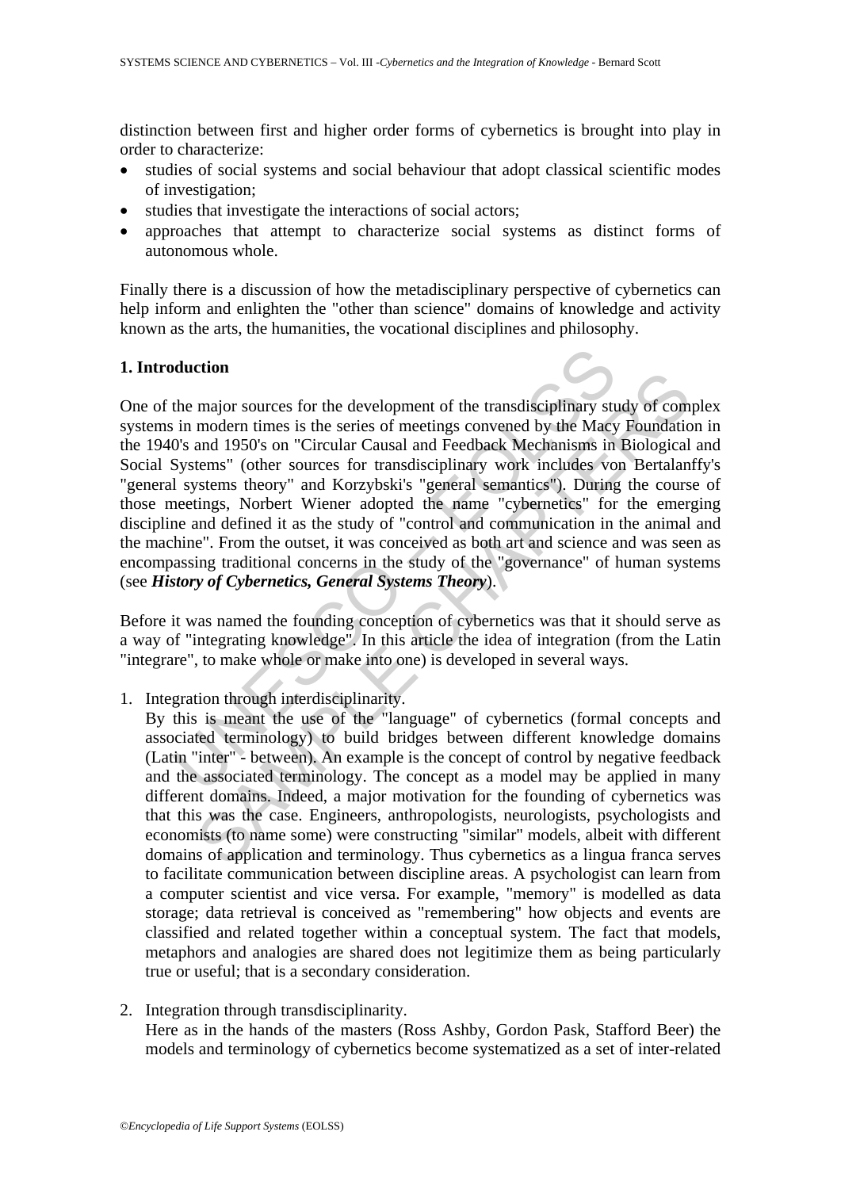distinction between first and higher order forms of cybernetics is brought into play in order to characterize:

- studies of social systems and social behaviour that adopt classical scientific modes of investigation;
- studies that investigate the interactions of social actors;
- approaches that attempt to characterize social systems as distinct forms of autonomous whole.

Finally there is a discussion of how the metadisciplinary perspective of cybernetics can help inform and enlighten the "other than science" domains of knowledge and activity known as the arts, the humanities, the vocational disciplines and philosophy.

## 1. Introduction

One of the major sources for the development of the transdisciplinary study of complex systems in modern times is the series of meetings convened by the Macy Foundation in the 1940's and 1950's on "Circular Causal and Feedback Mechanisms in Biological and Social Systems" (other sources for transdisciplinary work includes von Bertalanffy's "general systems theory" and Korzybski's "general semantics"). During the course of those meetings, Norbert Wiener adopted the name "cybernetics" for the emerging discipline and defined it as the study of "control and communication in the animal and the machine". From the outset, it was conceived as both art and science and was seen as encompassing traditional concerns in the study of the "governance" of human systems (see ***History of Cybernetics, General Systems Theory***).

Before it was named the founding conception of cybernetics was that it should serve as a way of "integrating knowledge". In this article the idea of integration (from the Latin "integrare", to make whole or make into one) is developed in several ways.

1. Integration through interdisciplinarity.
   By this is meant the use of the "language" of cybernetics (formal concepts and associated terminology) to build bridges between different knowledge domains (Latin "inter" - between). An example is the concept of control by negative feedback and the associated terminology. The concept as a model may be applied in many different domains. Indeed, a major motivation for the founding of cybernetics was that this was the case. Engineers, anthropologists, neurologists, psychologists and economists (to name some) were constructing "similar" models, albeit with different domains of application and terminology. Thus cybernetics as a lingua franca serves to facilitate communication between discipline areas. A psychologist can learn from a computer scientist and vice versa. For example, "memory" is modelled as data storage; data retrieval is conceived as "remembering" how objects and events are classified and related together within a conceptual system. The fact that models, metaphors and analogies are shared does not legitimize them as being particularly true or useful; that is a secondary consideration.

2. Integration through transdisciplinarity.
   Here as in the hands of the masters (Ross Ashby, Gordon Pask, Stafford Beer) the models and terminology of cybernetics become systematized as a set of inter-related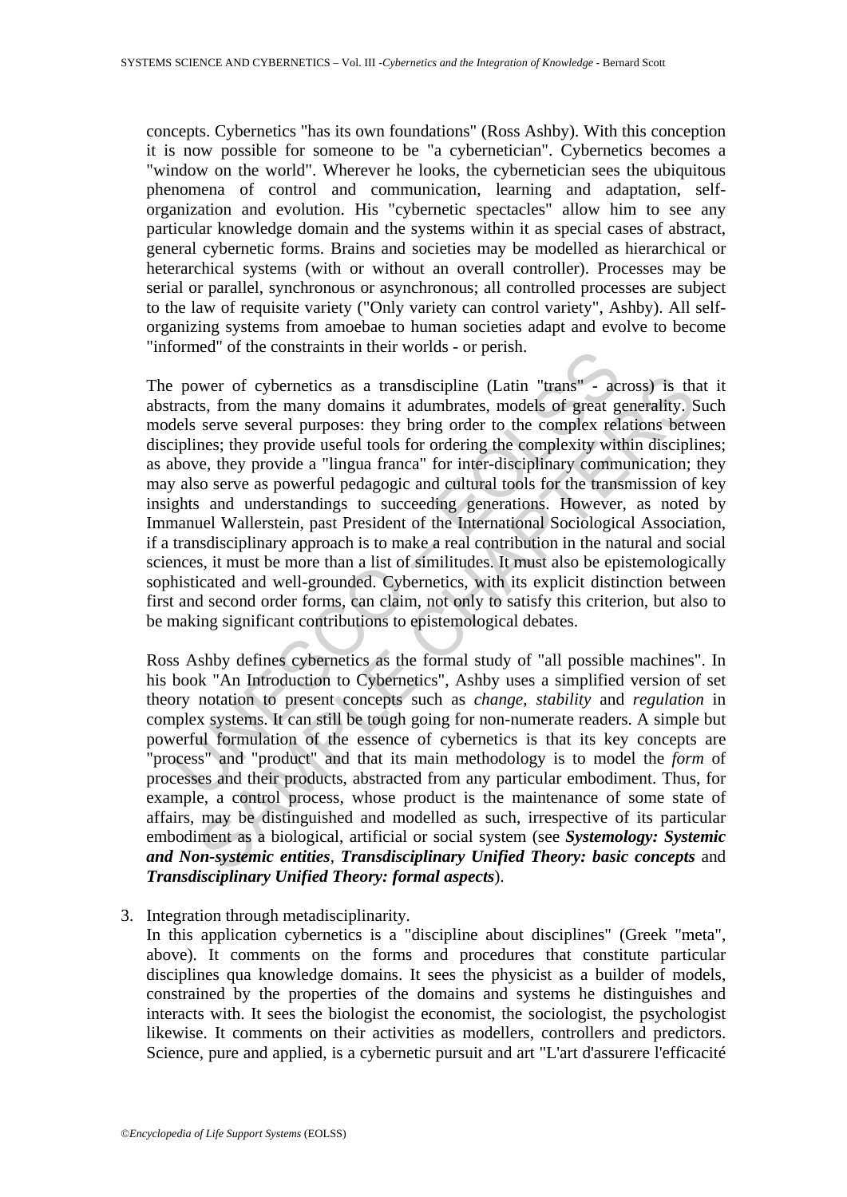concepts. Cybernetics "has its own foundations" (Ross Ashby). With this conception it is now possible for someone to be "a cybernetician". Cybernetics becomes a "window on the world". Wherever he looks, the cybernetician sees the ubiquitous phenomena of control and communication, learning and adaptation, self-organization and evolution. His "cybernetic spectacles" allow him to see any particular knowledge domain and the systems within it as special cases of abstract, general cybernetic forms. Brains and societies may be modelled as hierarchical or heterarchical systems (with or without an overall controller). Processes may be serial or parallel, synchronous or asynchronous; all controlled processes are subject to the law of requisite variety ("Only variety can control variety", Ashby). All self-organizing systems from amoebae to human societies adapt and evolve to become "informed" of the constraints in their worlds - or perish.

The power of cybernetics as a transdiscipline (Latin "trans" - across) is that it abstracts, from the many domains it adumbrates, models of great generality. Such models serve several purposes: they bring order to the complex relations between disciplines; they provide useful tools for ordering the complexity within disciplines; as above, they provide a "lingua franca" for inter-disciplinary communication; they may also serve as powerful pedagogic and cultural tools for the transmission of key insights and understandings to succeeding generations. However, as noted by Immanuel Wallerstein, past President of the International Sociological Association, if a transdisciplinary approach is to make a real contribution in the natural and social sciences, it must be more than a list of similitudes. It must also be epistemologically sophisticated and well-grounded. Cybernetics, with its explicit distinction between first and second order forms, can claim, not only to satisfy this criterion, but also to be making significant contributions to epistemological debates.

Ross Ashby defines cybernetics as the formal study of "all possible machines". In his book "An Introduction to Cybernetics", Ashby uses a simplified version of set theory notation to present concepts such as *change*, *stability* and *regulation* in complex systems. It can still be tough going for non-numerate readers. A simple but powerful formulation of the essence of cybernetics is that its key concepts are "process" and "product" and that its main methodology is to model the *form* of processes and their products, abstracted from any particular embodiment. Thus, for example, a control process, whose product is the maintenance of some state of affairs, may be distinguished and modelled as such, irrespective of its particular embodiment as a biological, artificial or social system (see ***Systemology: Systemic and Non-systemic entities***, ***Transdisciplinary Unified Theory: basic concepts*** and ***Transdisciplinary Unified Theory: formal aspects***).

3. Integration through metadisciplinarity.
   In this application cybernetics is a "discipline about disciplines" (Greek "meta", above). It comments on the forms and procedures that constitute particular disciplines qua knowledge domains. It sees the physicist as a builder of models, constrained by the properties of the domains and systems he distinguishes and interacts with. It sees the biologist the economist, the sociologist, the psychologist likewise. It comments on their activities as modellers, controllers and predictors. Science, pure and applied, is a cybernetic pursuit and art "L'art d'assurere l'efficacité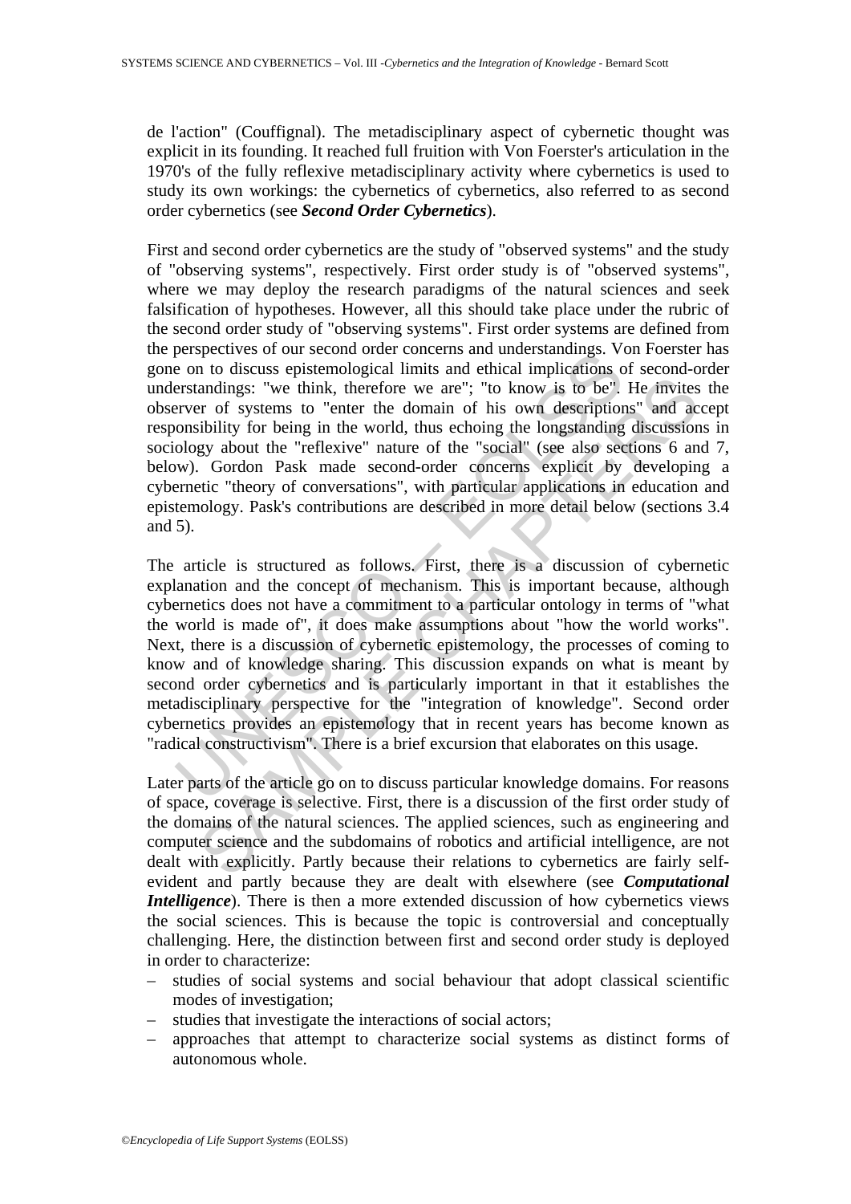de l'action" (Couffignal). The metadisciplinary aspect of cybernetic thought was explicit in its founding. It reached full fruition with Von Foerster's articulation in the 1970's of the fully reflexive metadisciplinary activity where cybernetics is used to study its own workings: the cybernetics of cybernetics, also referred to as second order cybernetics (see ***Second Order Cybernetics***).

First and second order cybernetics are the study of "observed systems" and the study of "observing systems", respectively. First order study is of "observed systems", where we may deploy the research paradigms of the natural sciences and seek falsification of hypotheses. However, all this should take place under the rubric of the second order study of "observing systems". First order systems are defined from the perspectives of our second order concerns and understandings. Von Foerster has gone on to discuss epistemological limits and ethical implications of second-order understandings: "we think, therefore we are"; "to know is to be". He invites the observer of systems to "enter the domain of his own descriptions" and accept responsibility for being in the world, thus echoing the longstanding discussions in sociology about the "reflexive" nature of the "social" (see also sections 6 and 7, below). Gordon Pask made second-order concerns explicit by developing a cybernetic "theory of conversations", with particular applications in education and epistemology. Pask's contributions are described in more detail below (sections 3.4 and 5).

The article is structured as follows. First, there is a discussion of cybernetic explanation and the concept of mechanism. This is important because, although cybernetics does not have a commitment to a particular ontology in terms of "what the world is made of", it does make assumptions about "how the world works". Next, there is a discussion of cybernetic epistemology, the processes of coming to know and of knowledge sharing. This discussion expands on what is meant by second order cybernetics and is particularly important in that it establishes the metadisciplinary perspective for the "integration of knowledge". Second order cybernetics provides an epistemology that in recent years has become known as "radical constructivism". There is a brief excursion that elaborates on this usage.

Later parts of the article go on to discuss particular knowledge domains. For reasons of space, coverage is selective. First, there is a discussion of the first order study of the domains of the natural sciences. The applied sciences, such as engineering and computer science and the subdomains of robotics and artificial intelligence, are not dealt with explicitly. Partly because their relations to cybernetics are fairly self-evident and partly because they are dealt with elsewhere (see ***Computational Intelligence***). There is then a more extended discussion of how cybernetics views the social sciences. This is because the topic is controversial and conceptually challenging. Here, the distinction between first and second order study is deployed in order to characterize:

– studies of social systems and social behaviour that adopt classical scientific modes of investigation;
– studies that investigate the interactions of social actors;
– approaches that attempt to characterize social systems as distinct forms of autonomous whole.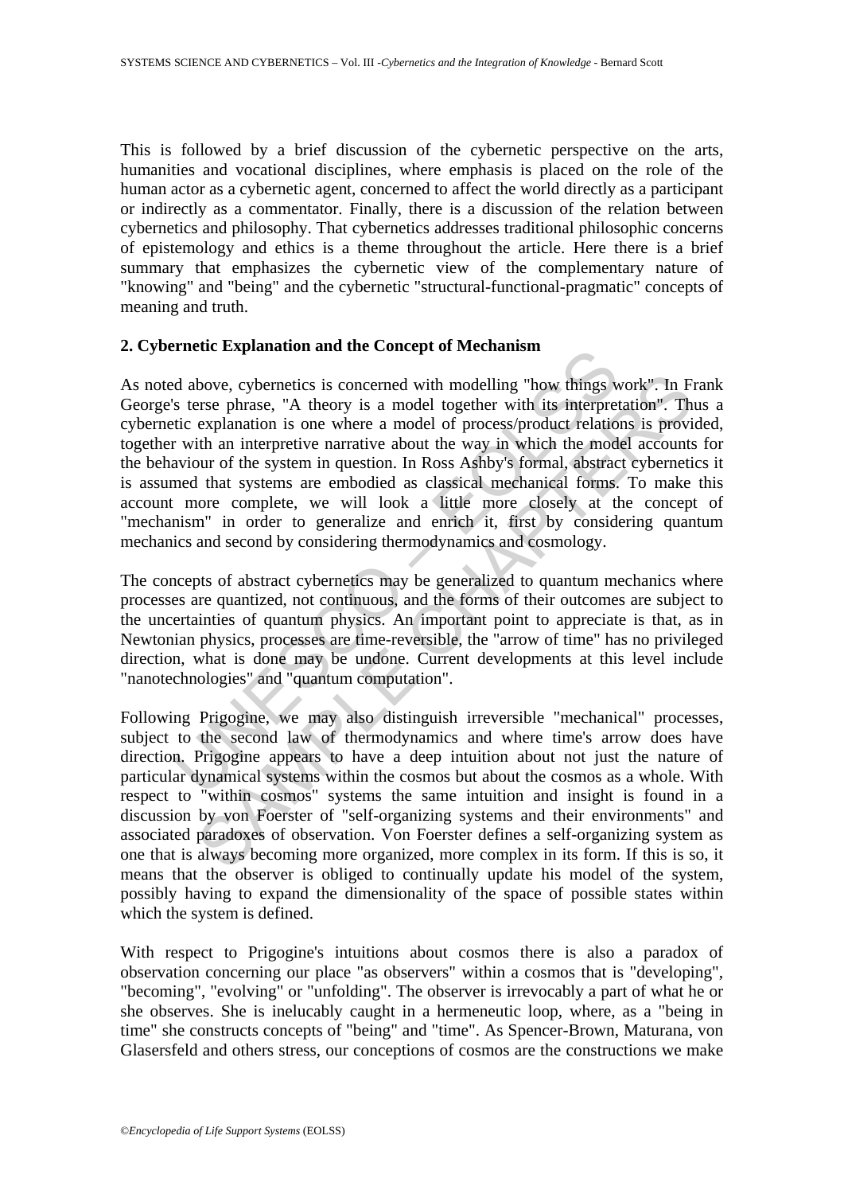This is followed by a brief discussion of the cybernetic perspective on the arts, humanities and vocational disciplines, where emphasis is placed on the role of the human actor as a cybernetic agent, concerned to affect the world directly as a participant or indirectly as a commentator. Finally, there is a discussion of the relation between cybernetics and philosophy. That cybernetics addresses traditional philosophic concerns of epistemology and ethics is a theme throughout the article. Here there is a brief summary that emphasizes the cybernetic view of the complementary nature of "knowing" and "being" and the cybernetic "structural-functional-pragmatic" concepts of meaning and truth.

## 2. Cybernetic Explanation and the Concept of Mechanism

As noted above, cybernetics is concerned with modelling "how things work". In Frank George's terse phrase, "A theory is a model together with its interpretation". Thus a cybernetic explanation is one where a model of process/product relations is provided, together with an interpretive narrative about the way in which the model accounts for the behaviour of the system in question. In Ross Ashby's formal, abstract cybernetics it is assumed that systems are embodied as classical mechanical forms. To make this account more complete, we will look a little more closely at the concept of "mechanism" in order to generalize and enrich it, first by considering quantum mechanics and second by considering thermodynamics and cosmology.

The concepts of abstract cybernetics may be generalized to quantum mechanics where processes are quantized, not continuous, and the forms of their outcomes are subject to the uncertainties of quantum physics. An important point to appreciate is that, as in Newtonian physics, processes are time-reversible, the "arrow of time" has no privileged direction, what is done may be undone. Current developments at this level include "nanotechnologies" and "quantum computation".

Following Prigogine, we may also distinguish irreversible "mechanical" processes, subject to the second law of thermodynamics and where time's arrow does have direction. Prigogine appears to have a deep intuition about not just the nature of particular dynamical systems within the cosmos but about the cosmos as a whole. With respect to "within cosmos" systems the same intuition and insight is found in a discussion by von Foerster of "self-organizing systems and their environments" and associated paradoxes of observation. Von Foerster defines a self-organizing system as one that is always becoming more organized, more complex in its form. If this is so, it means that the observer is obliged to continually update his model of the system, possibly having to expand the dimensionality of the space of possible states within which the system is defined.

With respect to Prigogine's intuitions about cosmos there is also a paradox of observation concerning our place "as observers" within a cosmos that is "developing", "becoming", "evolving" or "unfolding". The observer is irrevocably a part of what he or she observes. She is ineluctably caught in a hermeneutic loop, where, as a "being in time" she constructs concepts of "being" and "time". As Spencer-Brown, Maturana, von Glasersfeld and others stress, our conceptions of cosmos are the constructions we make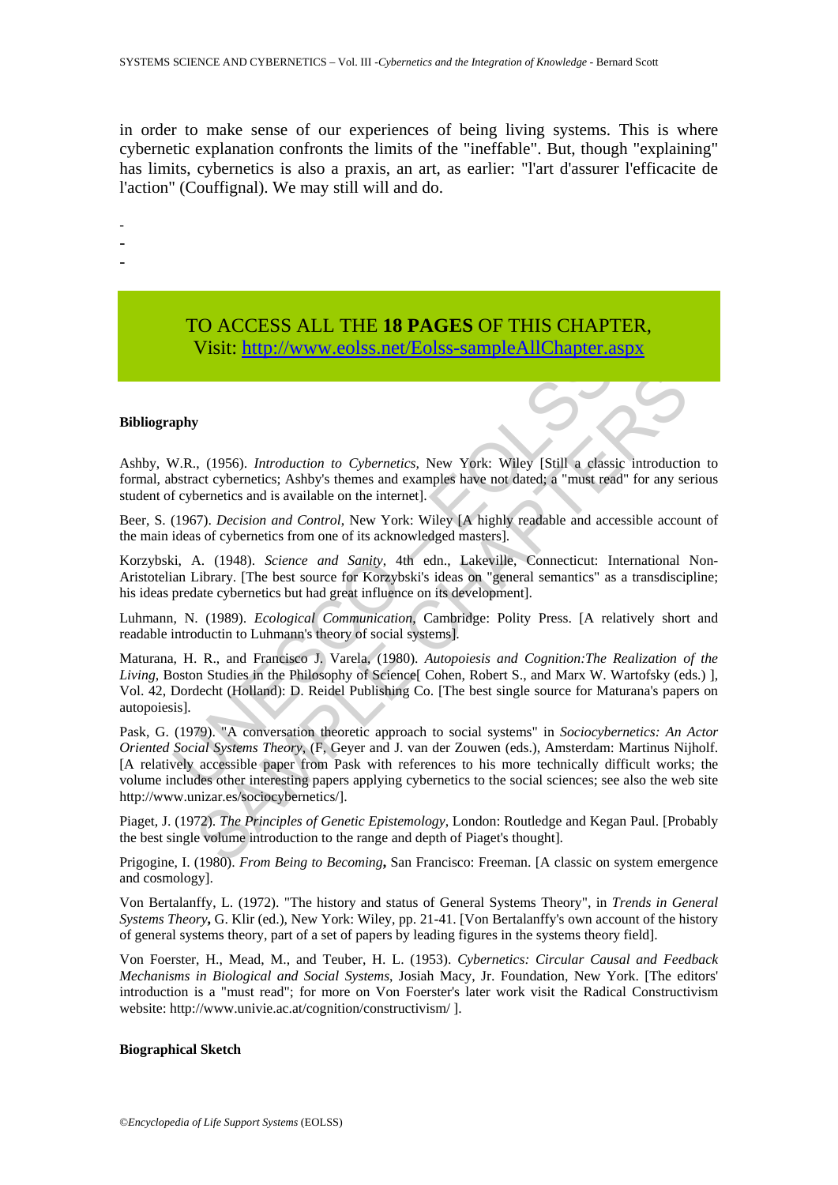in order to make sense of our experiences of being living systems. This is where cybernetic explanation confronts the limits of the "ineffable". But, though "explaining" has limits, cybernetics is also a praxis, an art, as earlier: "l'art d'assurer l'efficacite de l'action" (Couffignal). We may still will and do.

-
-
-

TO ACCESS ALL THE **18 PAGES** OF THIS CHAPTER,
Visit: http://www.eolss.net/Eolss-sampleAllChapter.aspx

**Bibliography**

Ashby, W.R., (1956). *Introduction to Cybernetics,* New York: Wiley [Still a classic introduction to formal, abstract cybernetics; Ashby's themes and examples have not dated; a "must read" for any serious student of cybernetics and is available on the internet].

Beer, S. (1967). *Decision and Control*, New York: Wiley [A highly readable and accessible account of the main ideas of cybernetics from one of its acknowledged masters].

Korzybski, A. (1948). *Science and Sanity*, 4th edn., Lakeville, Connecticut: International Non-Aristotelian Library. [The best source for Korzybski's ideas on "general semantics" as a transdiscipline; his ideas predate cybernetics but had great influence on its development].

Luhmann, N. (1989). *Ecological Communication*, Cambridge: Polity Press. [A relatively short and readable introductin to Luhmann's theory of social systems].

Maturana, H. R., and Francisco J. Varela, (1980). *Autopoiesis and Cognition:The Realization of the Living*, Boston Studies in the Philosophy of Science[ Cohen, Robert S., and Marx W. Wartofsky (eds.) ], Vol. 42, Dordecht (Holland): D. Reidel Publishing Co. [The best single source for Maturana's papers on autopoiesis].

Pask, G. (1979). "A conversation theoretic approach to social systems" in *Sociocybernetics: An Actor Oriented Social Systems Theory*, (F, Geyer and J. van der Zouwen (eds.), Amsterdam: Martinus Nijholf. [A relatively accessible paper from Pask with references to his more technically difficult works; the volume includes other interesting papers applying cybernetics to the social sciences; see also the web site http://www.unizar.es/sociocybernetics/].

Piaget, J. (1972). *The Principles of Genetic Epistemology*, London: Routledge and Kegan Paul. [Probably the best single volume introduction to the range and depth of Piaget's thought].

Prigogine, I. (1980). *From Being to Becoming***,** San Francisco: Freeman. [A classic on system emergence and cosmology].

Von Bertalanffy, L. (1972). "The history and status of General Systems Theory", in *Trends in General Systems Theory***,** G. Klir (ed.), New York: Wiley, pp. 21-41. [Von Bertalanffy's own account of the history of general systems theory, part of a set of papers by leading figures in the systems theory field].

Von Foerster, H., Mead, M., and Teuber, H. L. (1953). *Cybernetics: Circular Causal and Feedback Mechanisms in Biological and Social Systems*, Josiah Macy, Jr. Foundation, New York. [The editors' introduction is a "must read"; for more on Von Foerster's later work visit the Radical Constructivism website: http://www.univie.ac.at/cognition/constructivism/ ].

**Biographical Sketch**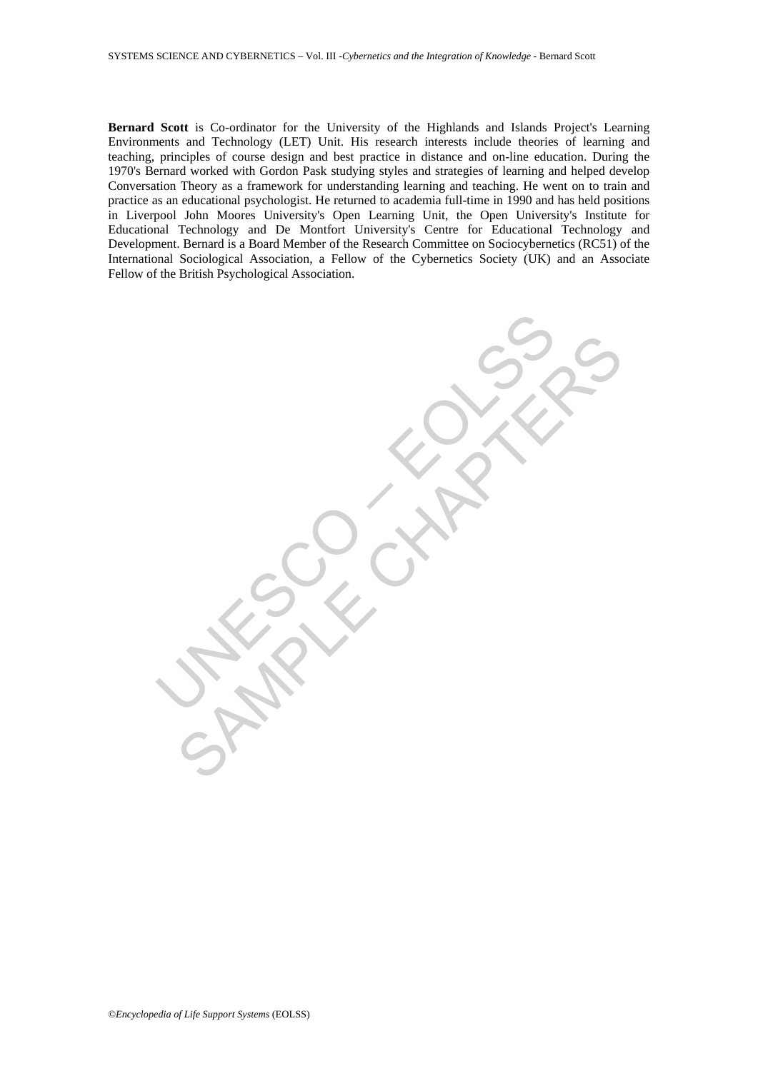**Bernard Scott** is Co-ordinator for the University of the Highlands and Islands Project's Learning Environments and Technology (LET) Unit. His research interests include theories of learning and teaching, principles of course design and best practice in distance and on-line education. During the 1970's Bernard worked with Gordon Pask studying styles and strategies of learning and helped develop Conversation Theory as a framework for understanding learning and teaching. He went on to train and practice as an educational psychologist. He returned to academia full-time in 1990 and has held positions in Liverpool John Moores University's Open Learning Unit, the Open University's Institute for Educational Technology and De Montfort University's Centre for Educational Technology and Development. Bernard is a Board Member of the Research Committee on Sociocybernetics (RC51) of the International Sociological Association, a Fellow of the Cybernetics Society (UK) and an Associate Fellow of the British Psychological Association.